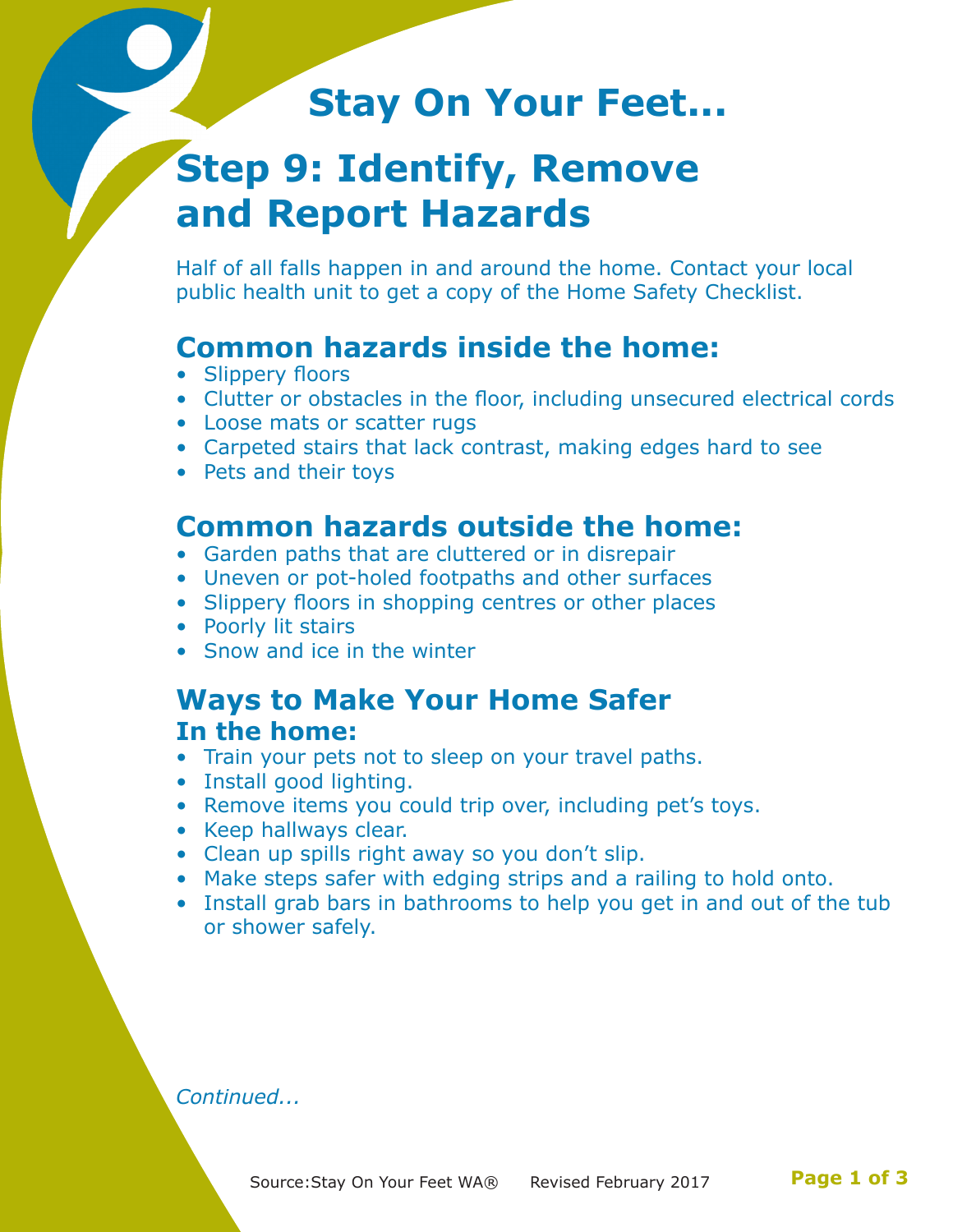# Stay On Your Feet...

# Step 9: Identify, Remove and Report Hazards

Half of all falls happen in and around the home. Contact your local public health unit to get a copy of the Home Safety Checklist.

## Common hazards inside the home:

- Slippery floors
- Clutter or obstacles in the floor, including unsecured electrical cords
- Loose mats or scatter rugs
- Carpeted stairs that lack contrast, making edges hard to see
- Pets and their toys

## Common hazards outside the home:

- Garden paths that are cluttered or in disrepair
- Uneven or pot-holed footpaths and other surfaces
- Slippery floors in shopping centres or other places
- Poorly lit stairs
- Snow and ice in the winter

## Ways to Make Your Home Safer

### In the home:

- Train your pets not to sleep on your travel paths.
- Install good lighting.
- Remove items you could trip over, including pet's toys.
- Keep hallways clear.
- Clean up spills right away so you don't slip.
- Make steps safer with edging strips and a railing to hold onto.
- Install grab bars in bathrooms to help you get in and out of the tub or shower safely.

*Continued...*

Source:Stay On Your Feet WA® Revised February 2017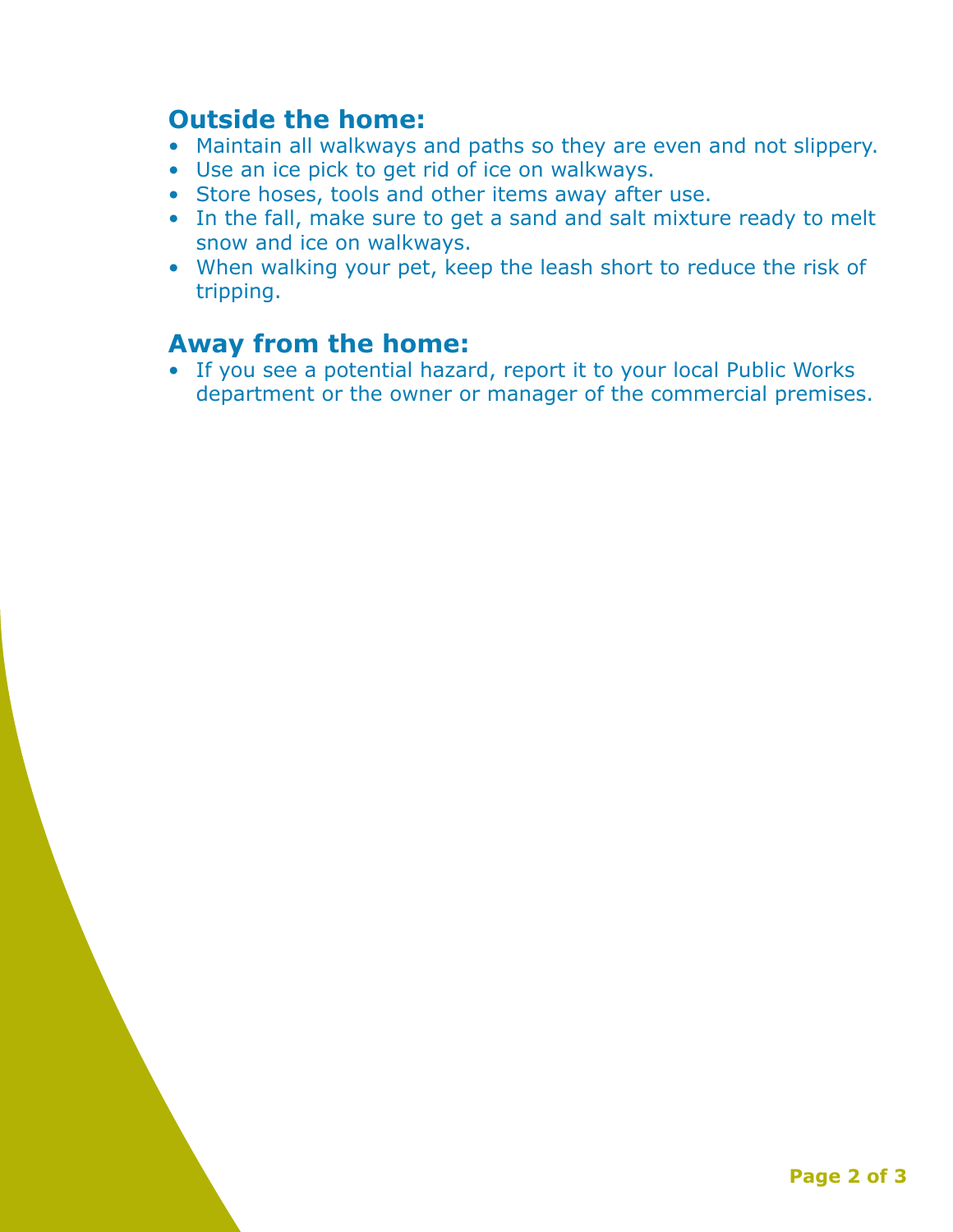## Outside the home:

- Maintain all walkways and paths so they are even and not slippery.
- Use an ice pick to get rid of ice on walkways.
- Store hoses, tools and other items away after use.
- In the fall, make sure to get a sand and salt mixture ready to melt snow and ice on walkways.
- When walking your pet, keep the leash short to reduce the risk of tripping.

## Away from the home:

- If you see a potential hazard, report it to your local Public Works department or the owner or manager of the commercial premises.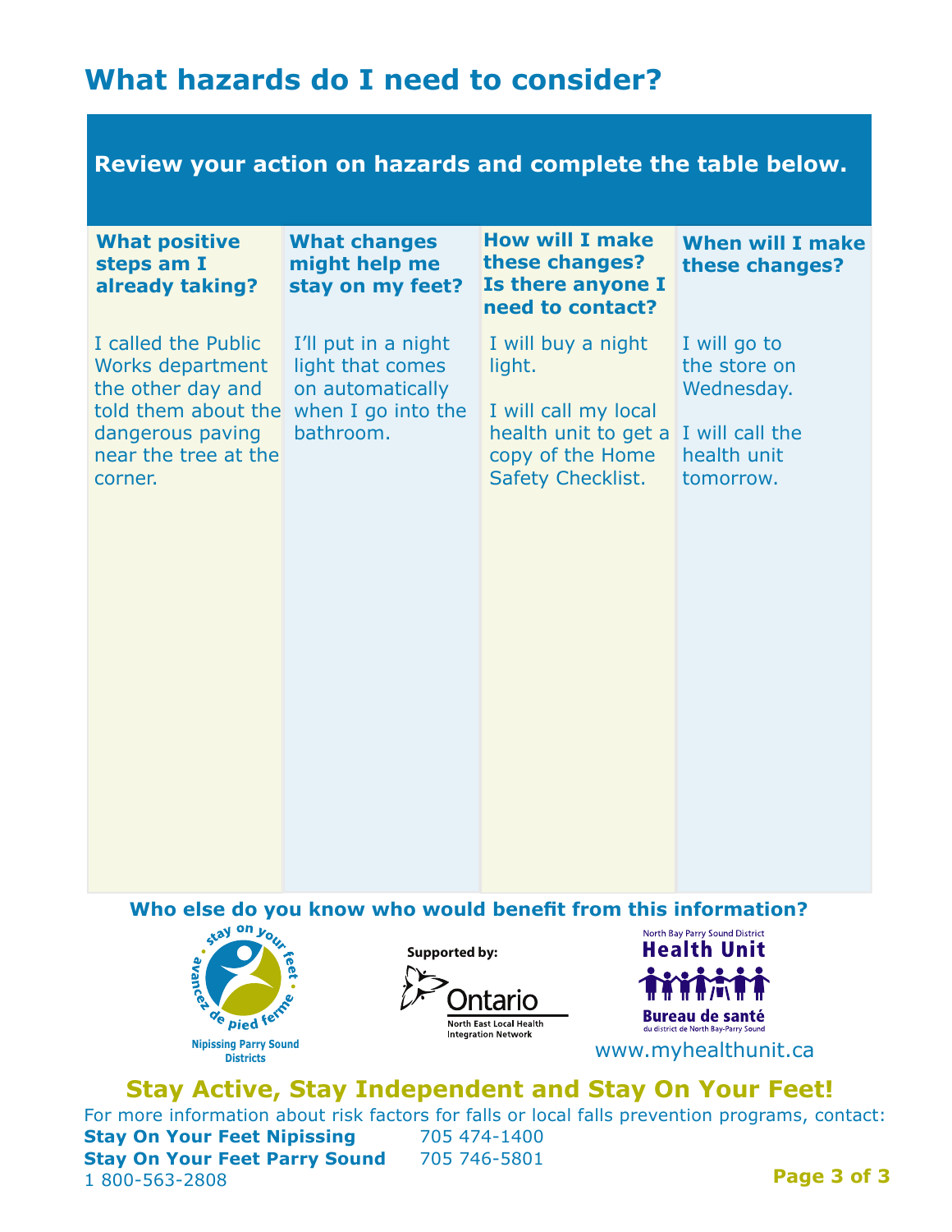# What hazards do I need to consider?

**Review your action on hazards and complete the table below.**

| What positive steps am I already taking? | What changes might help me stay on my feet? | How will I make these changes? Is there anyone I need to contact? | When will I make these changes? |
|---|---|---|---|
| I called the Public Works department the other day and told them about the dangerous paving near the tree at the corner. | I'll put in a night light that comes on automatically when I go into the bathroom. | I will buy a night light.<br><br>I will call my local health unit to get a copy of the Home Safety Checklist. | I will go to the store on Wednesday.<br><br>I will call the health unit tomorrow. |

**Who else do you know who would benefit from this information?**

stay on your feet · avancez de pied ferme

Nipissing Parry Sound Districts

Supported by:

Ontario

North East Local Health Integration Network

North Bay Parry Sound District Health Unit

Bureau de santé du district de North Bay-Parry Sound

www.myhealthunit.ca

## Stay Active, Stay Independent and Stay On Your Feet!

For more information about risk factors for falls or local falls prevention programs, contact:

**Stay On Your Feet Nipissing** 705 474-1400

**Stay On Your Feet Parry Sound** 705 746-5801

1 800-563-2808